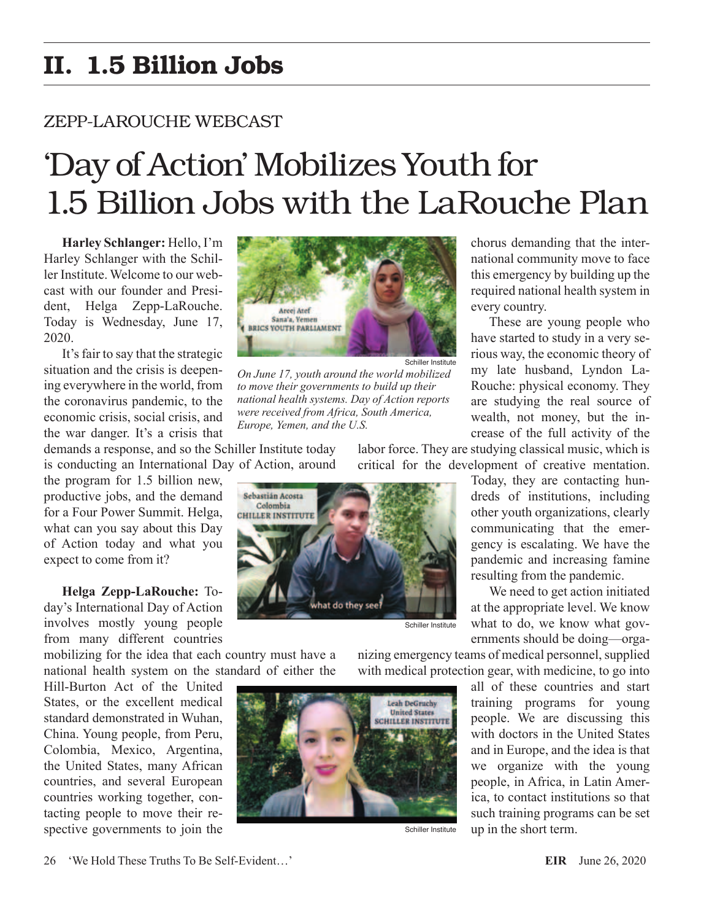# II. 1.5 Billion Jobs

ZEPP-LAROUCHE WEBCAST

## 'Day of Action' Mobilizes Youth for 1.5 Billion Jobs with the LaRouche Plan

**Harley Schlanger:** Hello, I'm Harley Schlanger with the Schiller Institute. Welcome to our webcast with our founder and President, Helga Zepp-LaRouche. Today is Wednesday, June 17, 2020.

It's fair to say that the strategic situation and the crisis is deepening everywhere in the world, from the coronavirus pandemic, to the economic crisis, social crisis, and the war danger. It's a crisis that demands a response, and so the Schiller Institute today is conducting an International Day of Action, around the program for 1.5 billion new, productive jobs, and the demand for a Four Power Summit. Helga, what can you say about this Day of Action today and what you expect to come from it?

*On June 17, youth around the world mobilized to move their governments to build up their national health systems. Day of Action reports were received from Africa, South America, Europe, Yemen, and the U.S.*

**Helga Zepp-LaRouche:** Today's International Day of Action involves mostly young people from many different countries mobilizing for the idea that each country must have a national health system on the standard of either the Hill-Burton Act of the United States, or the excellent medical standard demonstrated in Wuhan, China. Young people, from Peru, Colombia, Mexico, Argentina, the United States, many African countries, and several European countries working together, contacting people to move their respective governments to join the chorus demanding that the international community move to face this emergency by building up the required national health system in every country.

These are young people who have started to study in a very serious way, the economic theory of my late husband, Lyndon LaRouche: physical economy. They are studying the real source of wealth, not money, but the increase of the full activity of the labor force. They are studying classical music, which is critical for the development of creative mentation. Today, they are contacting hundreds of institutions, including other youth organizations, clearly communicating that the emergency is escalating. We have the pandemic and increasing famine resulting from the pandemic.

We need to get action initiated at the appropriate level. We know what to do, we know what governments should be doing—organizing emergency teams of medical personnel, supplied with medical protection gear, with medicine, to go into all of these countries and start training programs for young people. We are discussing this with doctors in the United States and in Europe, and the idea is that we organize with the young people, in Africa, in Latin America, to contact institutions so that such training programs can be set up in the short term.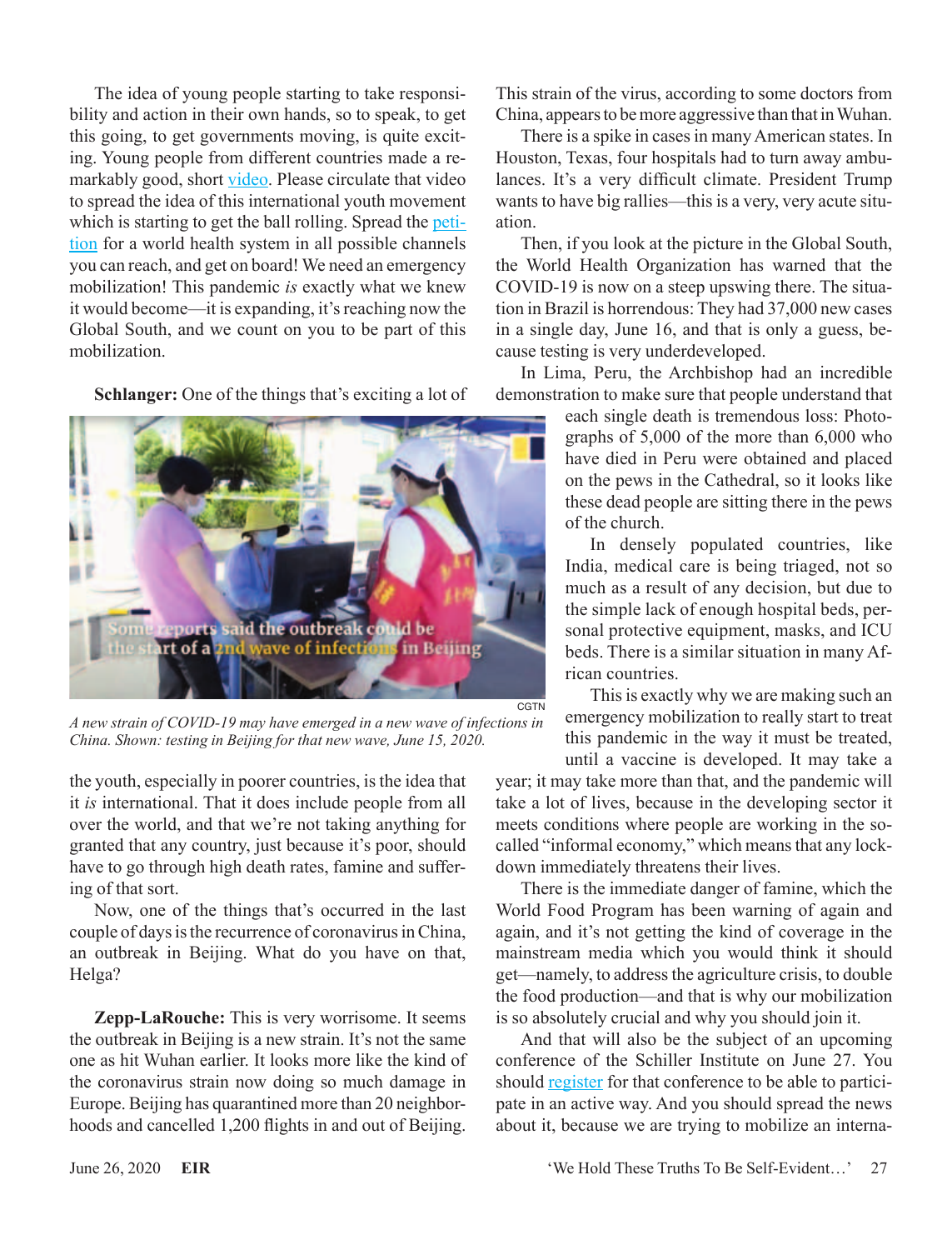The idea of young people starting to take responsibility and action in their own hands, so to speak, to get this going, to get governments moving, is quite exciting. Young people from different countries made a remarkably good, short video. Please circulate that video to spread the idea of this international youth movement which is starting to get the ball rolling. Spread the petition for a world health system in all possible channels you can reach, and get on board! We need an emergency mobilization! This pandemic *is* exactly what we knew it would become—it is expanding, it's reaching now the Global South, and we count on you to be part of this mobilization.

**Schlanger:** One of the things that's exciting a lot of the youth, especially in poorer countries, is the idea that it *is* international. That it does include people from all over the world, and that we're not taking anything for granted that any country, just because it's poor, should have to go through high death rates, famine and suffering of that sort.

Now, one of the things that's occurred in the last couple of days is the recurrence of coronavirus in China, an outbreak in Beijing. What do you have on that, Helga?

CGTN

*A new strain of COVID-19 may have emerged in a new wave of infections in China. Shown: testing in Beijing for that new wave, June 15, 2020.*

**Zepp-LaRouche:** This is very worrisome. It seems the outbreak in Beijing is a new strain. It's not the same one as hit Wuhan earlier. It looks more like the kind of the coronavirus strain now doing so much damage in Europe. Beijing has quarantined more than 20 neighborhoods and cancelled 1,200 flights in and out of Beijing. This strain of the virus, according to some doctors from China, appears to be more aggressive than that in Wuhan.

There is a spike in cases in many American states. In Houston, Texas, four hospitals had to turn away ambulances. It's a very difficult climate. President Trump wants to have big rallies—this is a very, very acute situation.

Then, if you look at the picture in the Global South, the World Health Organization has warned that the COVID-19 is now on a steep upswing there. The situation in Brazil is horrendous: They had 37,000 new cases in a single day, June 16, and that is only a guess, because testing is very underdeveloped.

In Lima, Peru, the Archbishop had an incredible demonstration to make sure that people understand that each single death is tremendous loss: Photographs of 5,000 of the more than 6,000 who have died in Peru were obtained and placed on the pews in the Cathedral, so it looks like these dead people are sitting there in the pews of the church.

In densely populated countries, like India, medical care is being triaged, not so much as a result of any decision, but due to the simple lack of enough hospital beds, personal protective equipment, masks, and ICU beds. There is a similar situation in many African countries.

This is exactly why we are making such an emergency mobilization to really start to treat this pandemic in the way it must be treated, until a vaccine is developed. It may take a year; it may take more than that, and the pandemic will take a lot of lives, because in the developing sector it meets conditions where people are working in the so-called "informal economy," which means that any lockdown immediately threatens their lives.

There is the immediate danger of famine, which the World Food Program has been warning of again and again, and it's not getting the kind of coverage in the mainstream media which you would think it should get—namely, to address the agriculture crisis, to double the food production—and that is why our mobilization is so absolutely crucial and why you should join it.

And that will also be the subject of an upcoming conference of the Schiller Institute on June 27. You should register for that conference to be able to participate in an active way. And you should spread the news about it, because we are trying to mobilize an interna-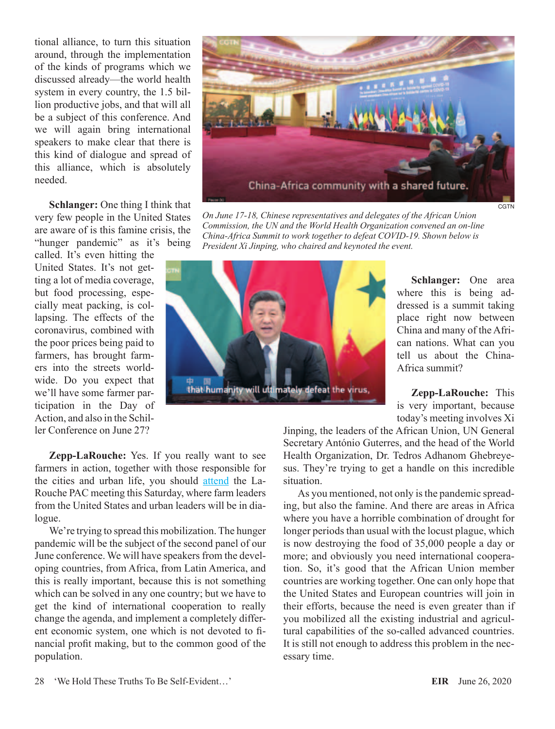tional alliance, to turn this situation around, through the implementation of the kinds of programs which we discussed already—the world health system in every country, the 1.5 billion productive jobs, and that will all be a subject of this conference. And we will again bring international speakers to make clear that there is this kind of dialogue and spread of this alliance, which is absolutely needed.

**Schlanger:** One thing I think that very few people in the United States are aware of is this famine crisis, the "hunger pandemic" as it's being called. It's even hitting the United States. It's not getting a lot of media coverage, but food processing, especially meat packing, is collapsing. The effects of the coronavirus, combined with the poor prices being paid to farmers, has brought farmers into the streets worldwide. Do you expect that we'll have some farmer participation in the Day of Action, and also in the Schiller Conference on June 27?

**Zepp-LaRouche:** Yes. If you really want to see farmers in action, together with those responsible for the cities and urban life, you should attend the LaRouche PAC meeting this Saturday, where farm leaders from the United States and urban leaders will be in dialogue.

We're trying to spread this mobilization. The hunger pandemic will be the subject of the second panel of our June conference. We will have speakers from the developing countries, from Africa, from Latin America, and this is really important, because this is not something which can be solved in any one country; but we have to get the kind of international cooperation to really change the agenda, and implement a completely different economic system, one which is not devoted to financial profit making, but to the common good of the population.

CGTN

*On June 17-18, Chinese representatives and delegates of the African Union Commission, the UN and the World Health Organization convened an on-line China-Africa Summit to work together to defeat COVID-19. Shown below is President Xi Jinping, who chaired and keynoted the event.*

**Schlanger:** One area where this is being addressed is a summit taking place right now between China and many of the African nations. What can you tell us about the China-Africa summit?

**Zepp-LaRouche:** This is very important, because today's meeting involves Xi Jinping, the leaders of the African Union, UN General Secretary António Guterres, and the head of the World Health Organization, Dr. Tedros Adhanom Ghebreyesus. They're trying to get a handle on this incredible situation.

As you mentioned, not only is the pandemic spreading, but also the famine. And there are areas in Africa where you have a horrible combination of drought for longer periods than usual with the locust plague, which is now destroying the food of 35,000 people a day or more; and obviously you need international cooperation. So, it's good that the African Union member countries are working together. One can only hope that the United States and European countries will join in their efforts, because the need is even greater than if you mobilized all the existing industrial and agricultural capabilities of the so-called advanced countries. It is still not enough to address this problem in the necessary time.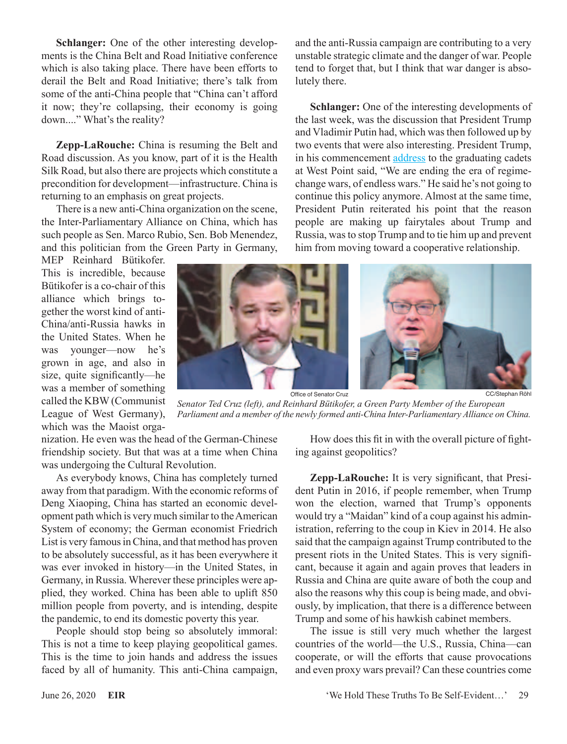**Schlanger:** One of the other interesting developments is the China Belt and Road Initiative conference which is also taking place. There have been efforts to derail the Belt and Road Initiative; there's talk from some of the anti-China people that "China can't afford it now; they're collapsing, their economy is going down...." What's the reality?

**Zepp-LaRouche:** China is resuming the Belt and Road discussion. As you know, part of it is the Health Silk Road, but also there are projects which constitute a precondition for development—infrastructure. China is returning to an emphasis on great projects.

There is a new anti-China organization on the scene, the Inter-Parliamentary Alliance on China, which has such people as Sen. Marco Rubio, Sen. Bob Menendez, and this politician from the Green Party in Germany, MEP Reinhard Bütikofer. This is incredible, because Bütikofer is a co-chair of this alliance which brings together the worst kind of anti-China/anti-Russia hawks in the United States. When he was younger—now he's grown in age, and also in size, quite significantly—he was a member of something called the KBW (Communist League of West Germany), which was the Maoist organization. He even was the head of the German-Chinese friendship society. But that was at a time when China was undergoing the Cultural Revolution.

As everybody knows, China has completely turned away from that paradigm. With the economic reforms of Deng Xiaoping, China has started an economic development path which is very much similar to the American System of economy; the German economist Friedrich List is very famous in China, and that method has proven to be absolutely successful, as it has been everywhere it was ever invoked in history—in the United States, in Germany, in Russia. Wherever these principles were applied, they worked. China has been able to uplift 850 million people from poverty, and is intending, despite the pandemic, to end its domestic poverty this year.

People should stop being so absolutely immoral: This is not a time to keep playing geopolitical games. This is the time to join hands and address the issues faced by all of humanity. This anti-China campaign, and the anti-Russia campaign are contributing to a very unstable strategic climate and the danger of war. People tend to forget that, but I think that war danger is absolutely there.

Office of Senator Cruz

CC/Stephan Röhl

*Senator Ted Cruz (left), and Reinhard Bütikofer, a Green Party Member of the European Parliament and a member of the newly formed anti-China Inter-Parliamentary Alliance on China.*

**Schlanger:** One of the interesting developments of the last week, was the discussion that President Trump and Vladimir Putin had, which was then followed up by two events that were also interesting. President Trump, in his commencement address to the graduating cadets at West Point said, "We are ending the era of regime-change wars, of endless wars." He said he's not going to continue this policy anymore. Almost at the same time, President Putin reiterated his point that the reason people are making up fairytales about Trump and Russia, was to stop Trump and to tie him up and prevent him from moving toward a cooperative relationship.

How does this fit in with the overall picture of fighting against geopolitics?

**Zepp-LaRouche:** It is very significant, that President Putin in 2016, if people remember, when Trump won the election, warned that Trump's opponents would try a "Maidan" kind of a coup against his administration, referring to the coup in Kiev in 2014. He also said that the campaign against Trump contributed to the present riots in the United States. This is very significant, because it again and again proves that leaders in Russia and China are quite aware of both the coup and also the reasons why this coup is being made, and obviously, by implication, that there is a difference between Trump and some of his hawkish cabinet members.

The issue is still very much whether the largest countries of the world—the U.S., Russia, China—can cooperate, or will the efforts that cause provocations and even proxy wars prevail? Can these countries come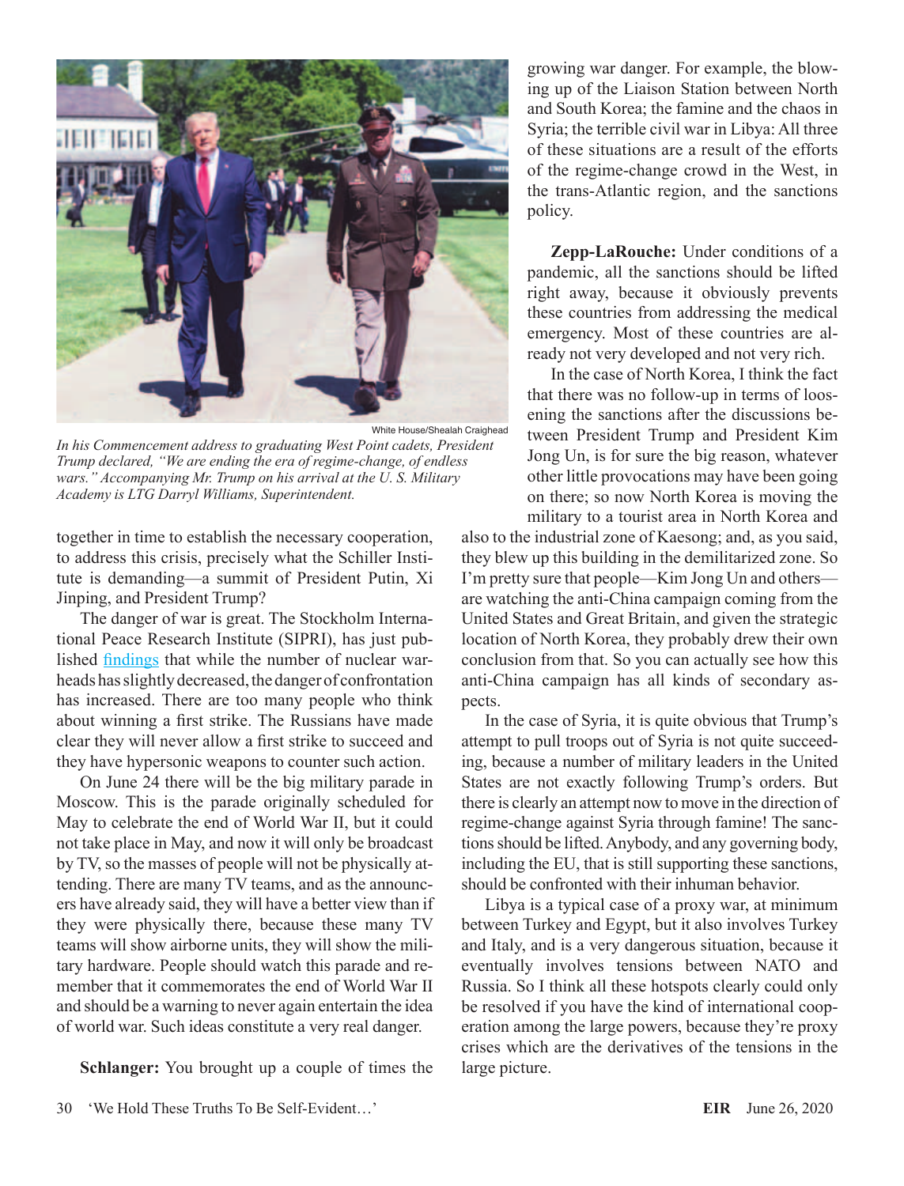White House/Shealah Craighead

*In his Commencement address to graduating West Point cadets, President Trump declared, "We are ending the era of regime-change, of endless wars." Accompanying Mr. Trump on his arrival at the U. S. Military Academy is LTG Darryl Williams, Superintendent.*

together in time to establish the necessary cooperation, to address this crisis, precisely what the Schiller Institute is demanding—a summit of President Putin, Xi Jinping, and President Trump?

The danger of war is great. The Stockholm International Peace Research Institute (SIPRI), has just published findings that while the number of nuclear warheads has slightly decreased, the danger of confrontation has increased. There are too many people who think about winning a first strike. The Russians have made clear they will never allow a first strike to succeed and they have hypersonic weapons to counter such action.

On June 24 there will be the big military parade in Moscow. This is the parade originally scheduled for May to celebrate the end of World War II, but it could not take place in May, and now it will only be broadcast by TV, so the masses of people will not be physically attending. There are many TV teams, and as the announcers have already said, they will have a better view than if they were physically there, because these many TV teams will show airborne units, they will show the military hardware. People should watch this parade and remember that it commemorates the end of World War II and should be a warning to never again entertain the idea of world war. Such ideas constitute a very real danger.

**Schlanger:** You brought up a couple of times the growing war danger. For example, the blowing up of the Liaison Station between North and South Korea; the famine and the chaos in Syria; the terrible civil war in Libya: All three of these situations are a result of the efforts of the regime-change crowd in the West, in the trans-Atlantic region, and the sanctions policy.

**Zepp-LaRouche:** Under conditions of a pandemic, all the sanctions should be lifted right away, because it obviously prevents these countries from addressing the medical emergency. Most of these countries are already not very developed and not very rich.

In the case of North Korea, I think the fact that there was no follow-up in terms of loosening the sanctions after the discussions between President Trump and President Kim Jong Un, is for sure the big reason, whatever other little provocations may have been going on there; so now North Korea is moving the military to a tourist area in North Korea and also to the industrial zone of Kaesong; and, as you said, they blew up this building in the demilitarized zone. So I'm pretty sure that people—Kim Jong Un and others—are watching the anti-China campaign coming from the United States and Great Britain, and given the strategic location of North Korea, they probably drew their own conclusion from that. So you can actually see how this anti-China campaign has all kinds of secondary aspects.

In the case of Syria, it is quite obvious that Trump's attempt to pull troops out of Syria is not quite succeeding, because a number of military leaders in the United States are not exactly following Trump's orders. But there is clearly an attempt now to move in the direction of regime-change against Syria through famine! The sanctions should be lifted. Anybody, and any governing body, including the EU, that is still supporting these sanctions, should be confronted with their inhuman behavior.

Libya is a typical case of a proxy war, at minimum between Turkey and Egypt, but it also involves Turkey and Italy, and is a very dangerous situation, because it eventually involves tensions between NATO and Russia. So I think all these hotspots clearly could only be resolved if you have the kind of international cooperation among the large powers, because they're proxy crises which are the derivatives of the tensions in the large picture.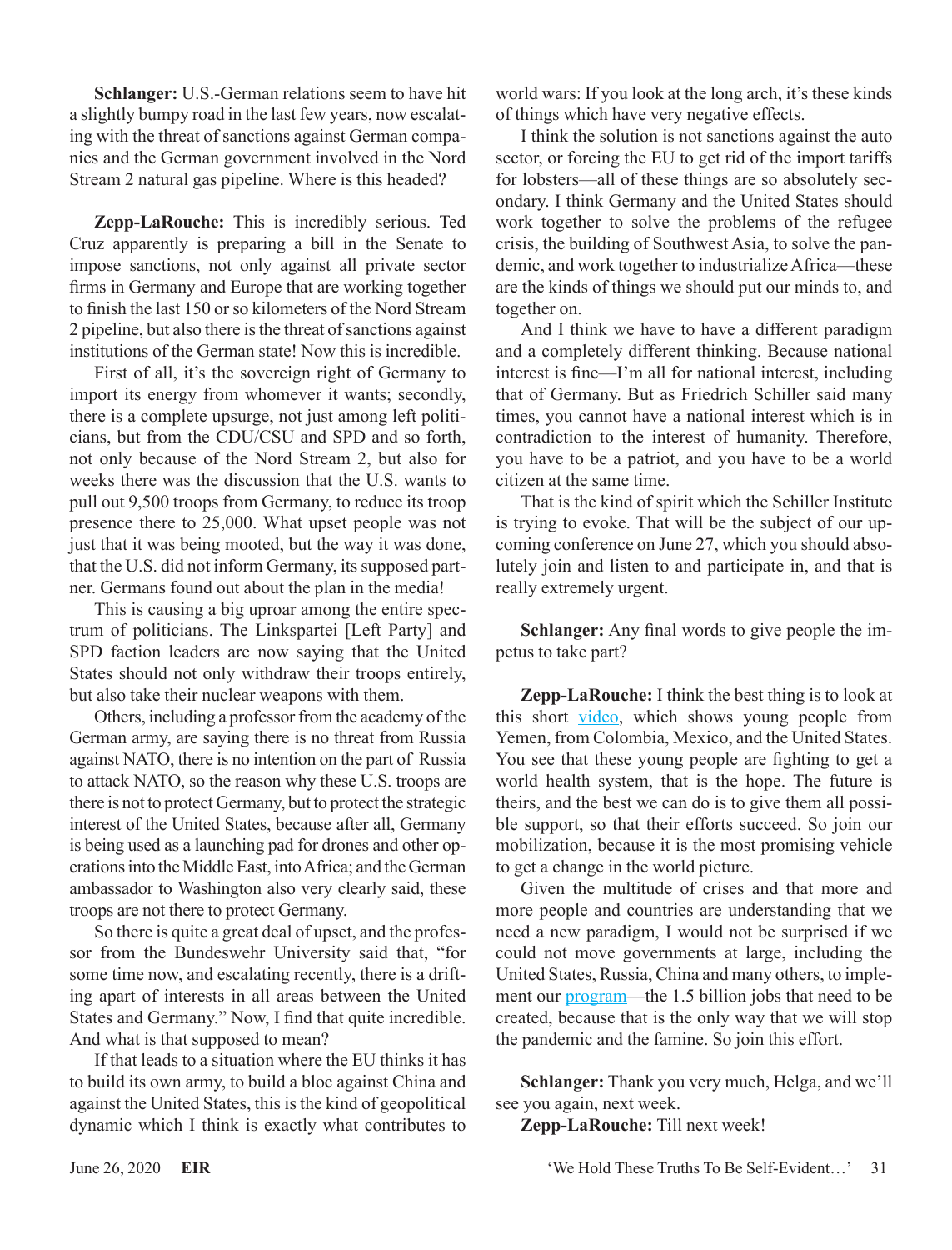**Schlanger:** U.S.-German relations seem to have hit a slightly bumpy road in the last few years, now escalating with the threat of sanctions against German companies and the German government involved in the Nord Stream 2 natural gas pipeline. Where is this headed?

**Zepp-LaRouche:** This is incredibly serious. Ted Cruz apparently is preparing a bill in the Senate to impose sanctions, not only against all private sector firms in Germany and Europe that are working together to finish the last 150 or so kilometers of the Nord Stream 2 pipeline, but also there is the threat of sanctions against institutions of the German state! Now this is incredible.

First of all, it's the sovereign right of Germany to import its energy from whomever it wants; secondly, there is a complete upsurge, not just among left politicians, but from the CDU/CSU and SPD and so forth, not only because of the Nord Stream 2, but also for weeks there was the discussion that the U.S. wants to pull out 9,500 troops from Germany, to reduce its troop presence there to 25,000. What upset people was not just that it was being mooted, but the way it was done, that the U.S. did not inform Germany, its supposed partner. Germans found out about the plan in the media!

This is causing a big uproar among the entire spectrum of politicians. The Linkspartei [Left Party] and SPD faction leaders are now saying that the United States should not only withdraw their troops entirely, but also take their nuclear weapons with them.

Others, including a professor from the academy of the German army, are saying there is no threat from Russia against NATO, there is no intention on the part of Russia to attack NATO, so the reason why these U.S. troops are there is not to protect Germany, but to protect the strategic interest of the United States, because after all, Germany is being used as a launching pad for drones and other operations into the Middle East, into Africa; and the German ambassador to Washington also very clearly said, these troops are not there to protect Germany.

So there is quite a great deal of upset, and the professor from the Bundeswehr University said that, "for some time now, and escalating recently, there is a drifting apart of interests in all areas between the United States and Germany." Now, I find that quite incredible. And what is that supposed to mean?

If that leads to a situation where the EU thinks it has to build its own army, to build a bloc against China and against the United States, this is the kind of geopolitical dynamic which I think is exactly what contributes to world wars: If you look at the long arch, it's these kinds of things which have very negative effects.

I think the solution is not sanctions against the auto sector, or forcing the EU to get rid of the import tariffs for lobsters—all of these things are so absolutely secondary. I think Germany and the United States should work together to solve the problems of the refugee crisis, the building of Southwest Asia, to solve the pandemic, and work together to industrialize Africa—these are the kinds of things we should put our minds to, and together on.

And I think we have to have a different paradigm and a completely different thinking. Because national interest is fine—I'm all for national interest, including that of Germany. But as Friedrich Schiller said many times, you cannot have a national interest which is in contradiction to the interest of humanity. Therefore, you have to be a patriot, and you have to be a world citizen at the same time.

That is the kind of spirit which the Schiller Institute is trying to evoke. That will be the subject of our upcoming conference on June 27, which you should absolutely join and listen to and participate in, and that is really extremely urgent.

**Schlanger:** Any final words to give people the impetus to take part?

**Zepp-LaRouche:** I think the best thing is to look at this short video, which shows young people from Yemen, from Colombia, Mexico, and the United States. You see that these young people are fighting to get a world health system, that is the hope. The future is theirs, and the best we can do is to give them all possible support, so that their efforts succeed. So join our mobilization, because it is the most promising vehicle to get a change in the world picture.

Given the multitude of crises and that more and more people and countries are understanding that we need a new paradigm, I would not be surprised if we could not move governments at large, including the United States, Russia, China and many others, to implement our program—the 1.5 billion jobs that need to be created, because that is the only way that we will stop the pandemic and the famine. So join this effort.

**Schlanger:** Thank you very much, Helga, and we'll see you again, next week.

**Zepp-LaRouche:** Till next week!